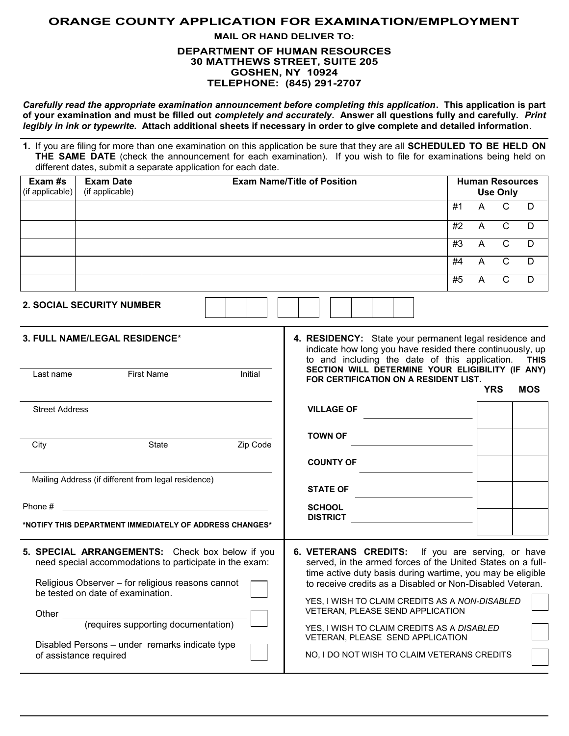# ORANGE COUNTY APPLICATION FOR EXAMINATION/EMPLOYMENT

**MAIL OR HAND DELIVER TO:**

**DEPARTMENT OF HUMAN RESOURCES**
**30 MATTHEWS STREET, SUITE 205**
**GOSHEN, NY 10924**
**TELEPHONE: (845) 291-2707**

***Carefully read the appropriate examination announcement before completing this application*. This application is part of your examination and must be filled out *completely and accurately*. Answer all questions fully and carefully. *Print legibly in ink or typewrite*. Attach additional sheets if necessary in order to give complete and detailed information**.

**1.** If you are filing for more than one examination on this application be sure that they are all **SCHEDULED TO BE HELD ON THE SAME DATE** (check the announcement for each examination). If you wish to file for examinations being held on different dates, submit a separate application for each date.

| Exam #s (if applicable) | Exam Date (if applicable) | Exam Name/Title of Position | Human Resources Use Only | | | |
|---|---|---|---|---|---|---|
| | | | #1 | A | C | D |
| | | | #2 | A | C | D |
| | | | #3 | A | C | D |
| | | | #4 | A | C | D |
| | | | #5 | A | C | D |

**2. SOCIAL SECURITY NUMBER** ☐☐☐ ☐☐ ☐☐☐☐

**3. FULL NAME/LEGAL RESIDENCE***

Last name ______ First Name ______ Initial ______

Street Address ______

City ______ State ______ Zip Code ______

Mailing Address (if different from legal residence) ______

Phone # ______

***NOTIFY THIS DEPARTMENT IMMEDIATELY OF ADDRESS CHANGES***

**4. RESIDENCY:** State your permanent legal residence and indicate how long you have resided there continuously, up to and including the date of this application. **THIS SECTION WILL DETERMINE YOUR ELIGIBILITY (IF ANY) FOR CERTIFICATION ON A RESIDENT LIST.**

| | | YRS | MOS |
|---|---|---|---|
| **VILLAGE OF** | | | |
| **TOWN OF** | | | |
| **COUNTY OF** | | | |
| **STATE OF** | | | |
| **SCHOOL DISTRICT** | | | |

**5. SPECIAL ARRANGEMENTS:** Check box below if you need special accommodations to participate in the exam:

- Religious Observer – for religious reasons cannot be tested on date of examination. ☐
- Other ______ (requires supporting documentation) ☐
- Disabled Persons – under remarks indicate type of assistance required ☐

**6. VETERANS CREDITS:** If you are serving, or have served, in the armed forces of the United States on a full-time active duty basis during wartime, you may be eligible to receive credits as a Disabled or Non-Disabled Veteran.

- YES, I WISH TO CLAIM CREDITS AS A *NON-DISABLED* VETERAN, PLEASE SEND APPLICATION ☐
- YES, I WISH TO CLAIM CREDITS AS A *DISABLED* VETERAN, PLEASE SEND APPLICATION ☐
- NO, I DO NOT WISH TO CLAIM VETERANS CREDITS ☐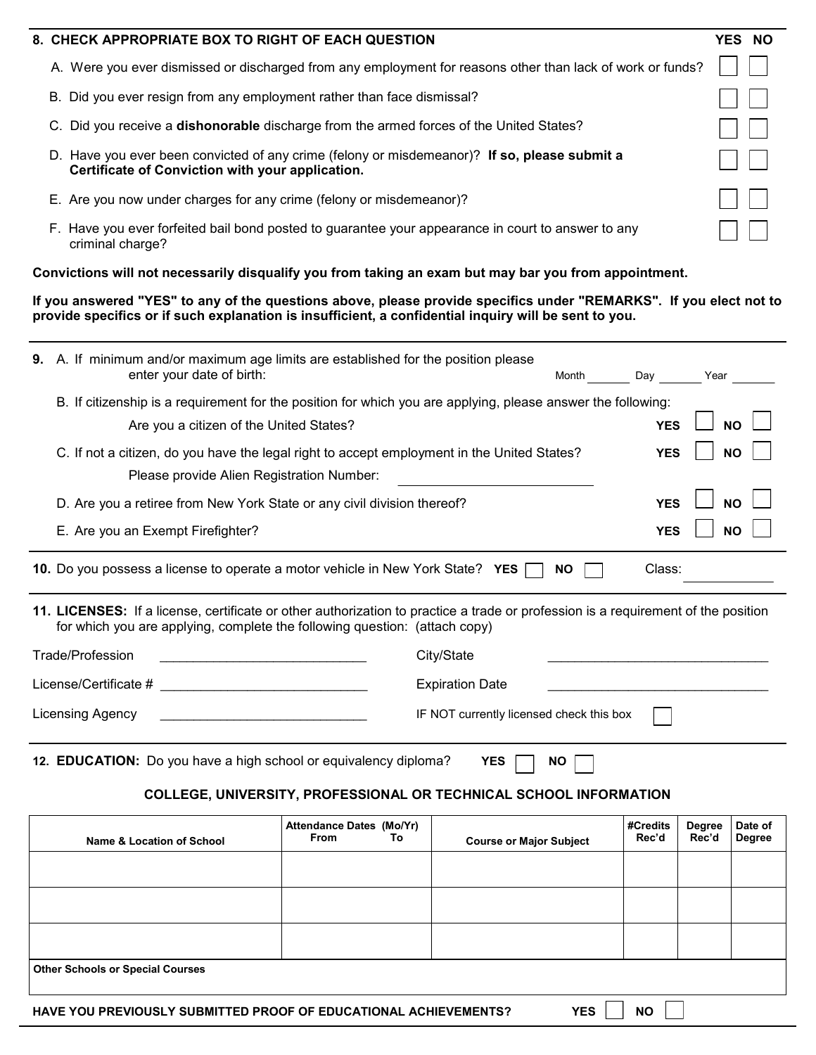**8. CHECK APPROPRIATE BOX TO RIGHT OF EACH QUESTION** **YES NO**

A. Were you ever dismissed or discharged from any employment for reasons other than lack of work or funds? ☐ ☐

B. Did you ever resign from any employment rather than face dismissal? ☐ ☐

C. Did you receive a **dishonorable** discharge from the armed forces of the United States? ☐ ☐

D. Have you ever been convicted of any crime (felony or misdemeanor)? **If so, please submit a Certificate of Conviction with your application.** ☐ ☐

E. Are you now under charges for any crime (felony or misdemeanor)? ☐ ☐

F. Have you ever forfeited bail bond posted to guarantee your appearance in court to answer to any criminal charge? ☐ ☐

**Convictions will not necessarily disqualify you from taking an exam but may bar you from appointment.**

**If you answered "YES" to any of the questions above, please provide specifics under "REMARKS". If you elect not to provide specifics or if such explanation is insufficient, a confidential inquiry will be sent to you.**

---

**9.** A. If minimum and/or maximum age limits are established for the position please enter your date of birth: Month ______ Day ______ Year ______

B. If citizenship is a requirement for the position for which you are applying, please answer the following:

Are you a citizen of the United States? **YES** ☐ **NO** ☐

C. If not a citizen, do you have the legal right to accept employment in the United States? **YES** ☐ **NO** ☐

Please provide Alien Registration Number: ____________________

D. Are you a retiree from New York State or any civil division thereof? **YES** ☐ **NO** ☐

E. Are you an Exempt Firefighter? **YES** ☐ **NO** ☐

---

**10.** Do you possess a license to operate a motor vehicle in New York State? **YES** ☐ **NO** ☐ Class: ____________

---

**11. LICENSES:** If a license, certificate or other authorization to practice a trade or profession is a requirement of the position for which you are applying, complete the following question: (attach copy)

Trade/Profession ____________________________ City/State ______________________________

License/Certificate # ____________________________ Expiration Date ______________________________

Licensing Agency ____________________________ IF NOT currently licensed check this box ☐

---

**12. EDUCATION:** Do you have a high school or equivalency diploma? **YES** ☐ **NO** ☐

**COLLEGE, UNIVERSITY, PROFESSIONAL OR TECHNICAL SCHOOL INFORMATION**

| Name & Location of School | Attendance Dates (Mo/Yr) From | To | Course or Major Subject | #Credits Rec'd | Degree Rec'd | Date of Degree |
|---|---|---|---|---|---|---|
| | | | | | | |
| | | | | | | |
| | | | | | | |

**Other Schools or Special Courses**

**HAVE YOU PREVIOUSLY SUBMITTED PROOF OF EDUCATIONAL ACHIEVEMENTS?** **YES** ☐ **NO** ☐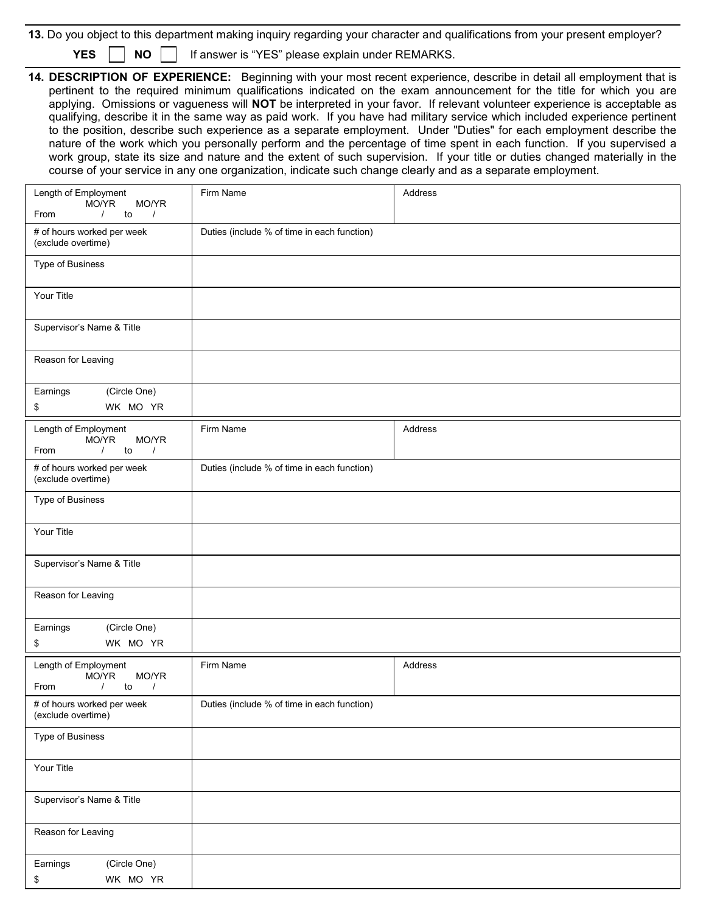**13.** Do you object to this department making inquiry regarding your character and qualifications from your present employer?

**YES** ☐ **NO** ☐ If answer is "YES" please explain under REMARKS.

**14. DESCRIPTION OF EXPERIENCE:** Beginning with your most recent experience, describe in detail all employment that is pertinent to the required minimum qualifications indicated on the exam announcement for the title for which you are applying. Omissions or vagueness will **NOT** be interpreted in your favor. If relevant volunteer experience is acceptable as qualifying, describe it in the same way as paid work. If you have had military service which included experience pertinent to the position, describe such experience as a separate employment. Under "Duties" for each employment describe the nature of the work which you personally perform and the percentage of time spent in each function. If you supervised a work group, state its size and nature and the extent of such supervision. If your title or duties changed materially in the course of your service in any one organization, indicate such change clearly and as a separate employment.

| Length of Employment MO/YR MO/YR From / to / | Firm Name | Address |
|---|---|---|
| # of hours worked per week (exclude overtime) | Duties (include % of time in each function) | |
| Type of Business | | |
| Your Title | | |
| Supervisor's Name & Title | | |
| Reason for Leaving | | |
| Earnings (Circle One) $ WK MO YR | | |

| Length of Employment MO/YR MO/YR From / to / | Firm Name | Address |
|---|---|---|
| # of hours worked per week (exclude overtime) | Duties (include % of time in each function) | |
| Type of Business | | |
| Your Title | | |
| Supervisor's Name & Title | | |
| Reason for Leaving | | |
| Earnings (Circle One) $ WK MO YR | | |

| Length of Employment MO/YR MO/YR From / to / | Firm Name | Address |
|---|---|---|
| # of hours worked per week (exclude overtime) | Duties (include % of time in each function) | |
| Type of Business | | |
| Your Title | | |
| Supervisor's Name & Title | | |
| Reason for Leaving | | |
| Earnings (Circle One) $ WK MO YR | | |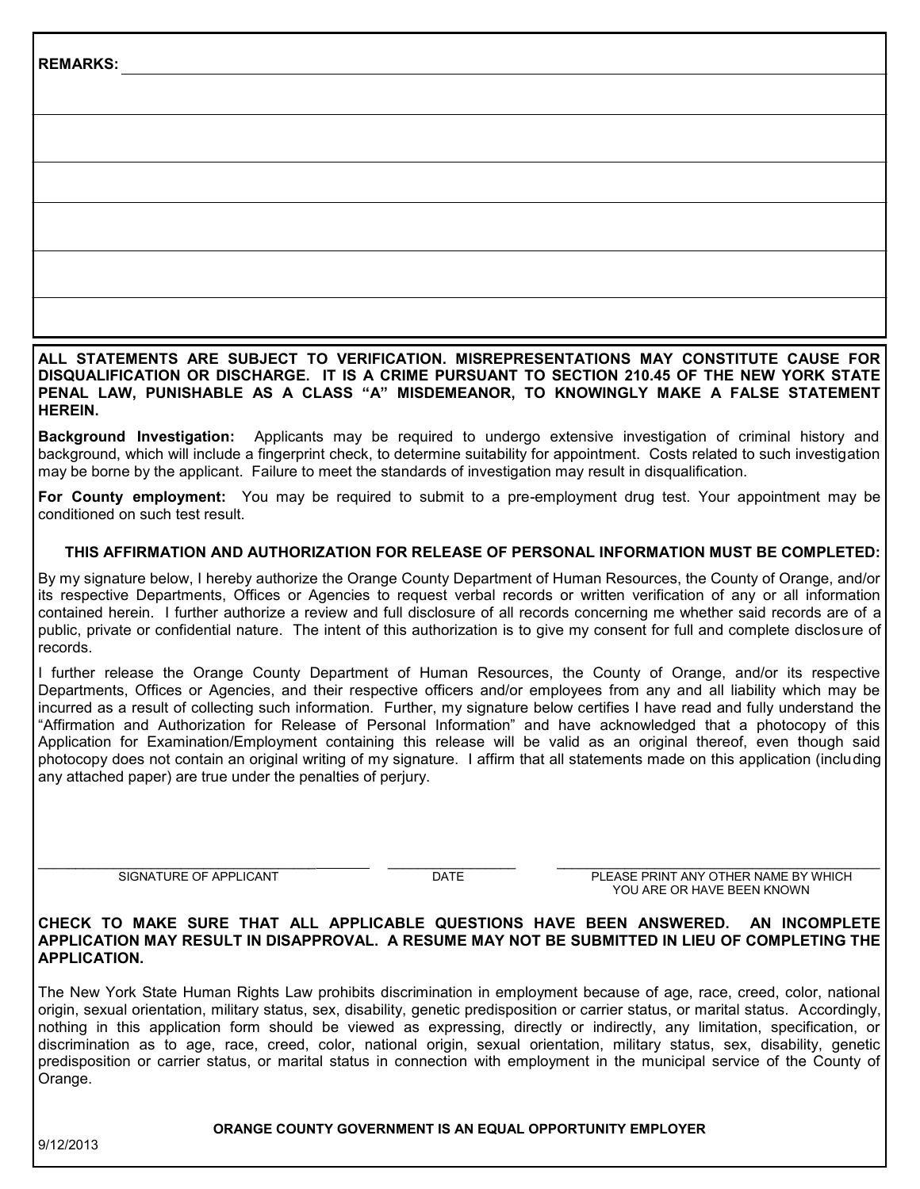**REMARKS:** \_\_\_\_\_\_\_\_\_\_\_\_\_\_\_\_\_\_\_\_\_\_\_\_\_\_\_\_\_\_\_\_\_\_\_\_\_\_\_\_\_\_\_\_

**ALL STATEMENTS ARE SUBJECT TO VERIFICATION. MISREPRESENTATIONS MAY CONSTITUTE CAUSE FOR DISQUALIFICATION OR DISCHARGE. IT IS A CRIME PURSUANT TO SECTION 210.45 OF THE NEW YORK STATE PENAL LAW, PUNISHABLE AS A CLASS "A" MISDEMEANOR, TO KNOWINGLY MAKE A FALSE STATEMENT HEREIN.**

**Background Investigation:** Applicants may be required to undergo extensive investigation of criminal history and background, which will include a fingerprint check, to determine suitability for appointment. Costs related to such investigation may be borne by the applicant. Failure to meet the standards of investigation may result in disqualification.

**For County employment:** You may be required to submit to a pre-employment drug test. Your appointment may be conditioned on such test result.

**THIS AFFIRMATION AND AUTHORIZATION FOR RELEASE OF PERSONAL INFORMATION MUST BE COMPLETED:**

By my signature below, I hereby authorize the Orange County Department of Human Resources, the County of Orange, and/or its respective Departments, Offices or Agencies to request verbal records or written verification of any or all information contained herein. I further authorize a review and full disclosure of all records concerning me whether said records are of a public, private or confidential nature. The intent of this authorization is to give my consent for full and complete disclosure of records.

I further release the Orange County Department of Human Resources, the County of Orange, and/or its respective Departments, Offices or Agencies, and their respective officers and/or employees from any and all liability which may be incurred as a result of collecting such information. Further, my signature below certifies I have read and fully understand the "Affirmation and Authorization for Release of Personal Information" and have acknowledged that a photocopy of this Application for Examination/Employment containing this release will be valid as an original thereof, even though said photocopy does not contain an original writing of my signature. I affirm that all statements made on this application (including any attached paper) are true under the penalties of perjury.

| | | |
|---|---|---|
| \_\_\_\_\_\_\_\_\_\_\_\_\_\_\_\_\_\_\_\_\_\_\_\_\_\_\_\_\_ | \_\_\_\_\_\_\_\_\_\_\_\_\_ | \_\_\_\_\_\_\_\_\_\_\_\_\_\_\_\_\_\_\_\_\_\_\_\_\_\_\_\_\_ |
| SIGNATURE OF APPLICANT | DATE | PLEASE PRINT ANY OTHER NAME BY WHICH YOU ARE OR HAVE BEEN KNOWN |

**CHECK TO MAKE SURE THAT ALL APPLICABLE QUESTIONS HAVE BEEN ANSWERED. AN INCOMPLETE APPLICATION MAY RESULT IN DISAPPROVAL. A RESUME MAY NOT BE SUBMITTED IN LIEU OF COMPLETING THE APPLICATION.**

The New York State Human Rights Law prohibits discrimination in employment because of age, race, creed, color, national origin, sexual orientation, military status, sex, disability, genetic predisposition or carrier status, or marital status. Accordingly, nothing in this application form should be viewed as expressing, directly or indirectly, any limitation, specification, or discrimination as to age, race, creed, color, national origin, sexual orientation, military status, sex, disability, genetic predisposition or carrier status, or marital status in connection with employment in the municipal service of the County of Orange.

**ORANGE COUNTY GOVERNMENT IS AN EQUAL OPPORTUNITY EMPLOYER**

9/12/2013